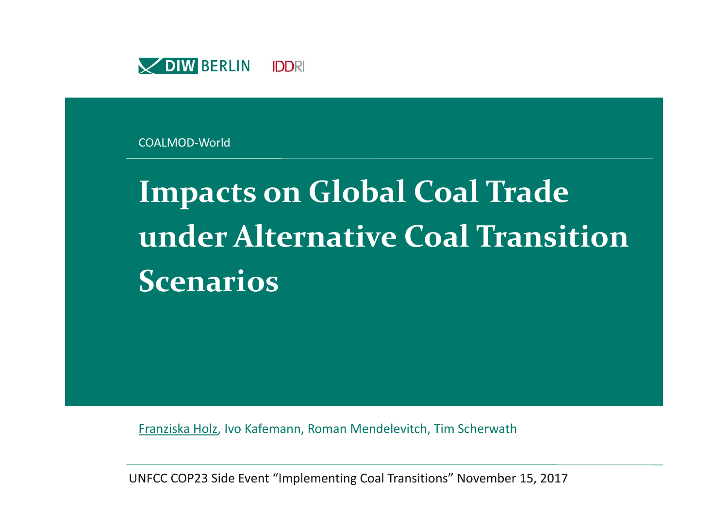DIW BERLIN IDDRI

COALMOD-World

# Impacts on Global Coal Trade under Alternative Coal Transition Scenarios

Franziska Holz, Ivo Kafemann, Roman Mendelevitch, Tim Scherwath

UNFCC COP23 Side Event “Implementing Coal Transitions” November 15, 2017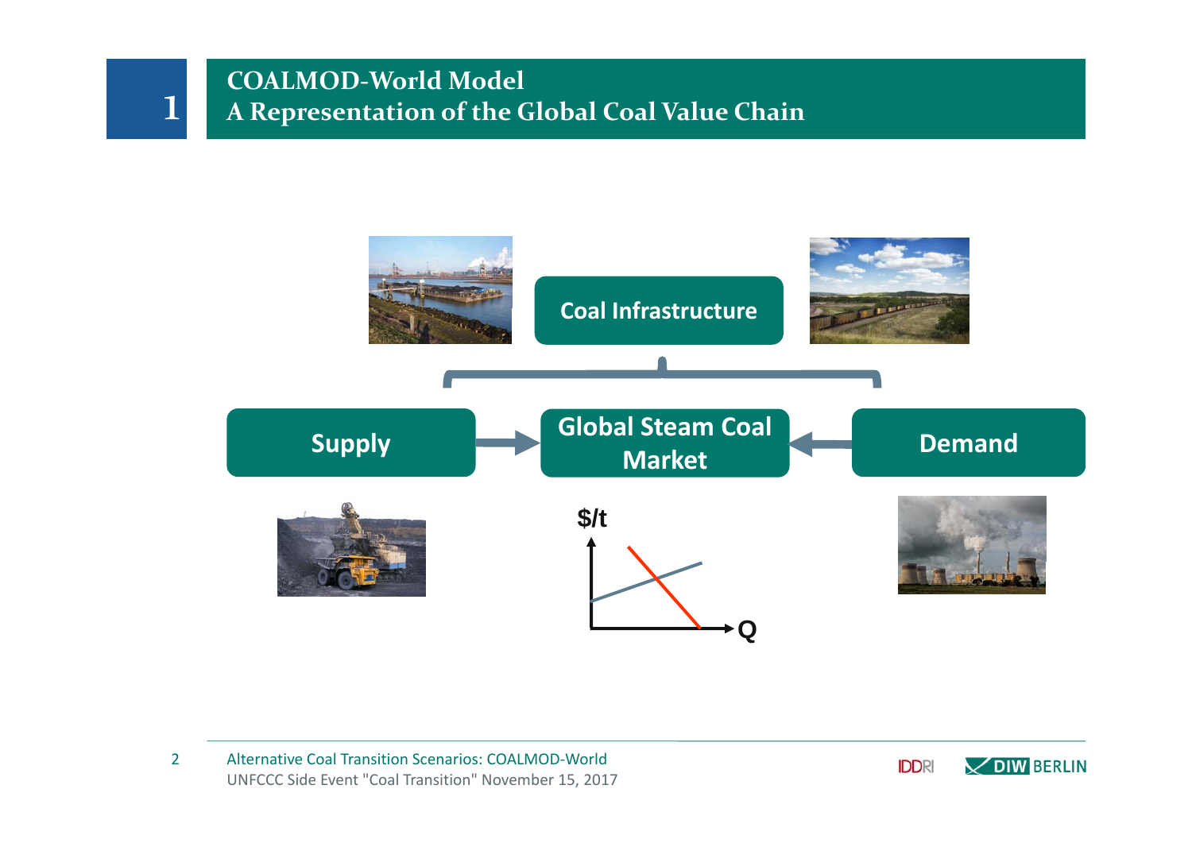# 1 COALMOD-World Model
## A Representation of the Global Coal Value Chain

**Coal Infrastructure**

**Supply** → **Global Steam Coal Market** ← **Demand**

$/t

Q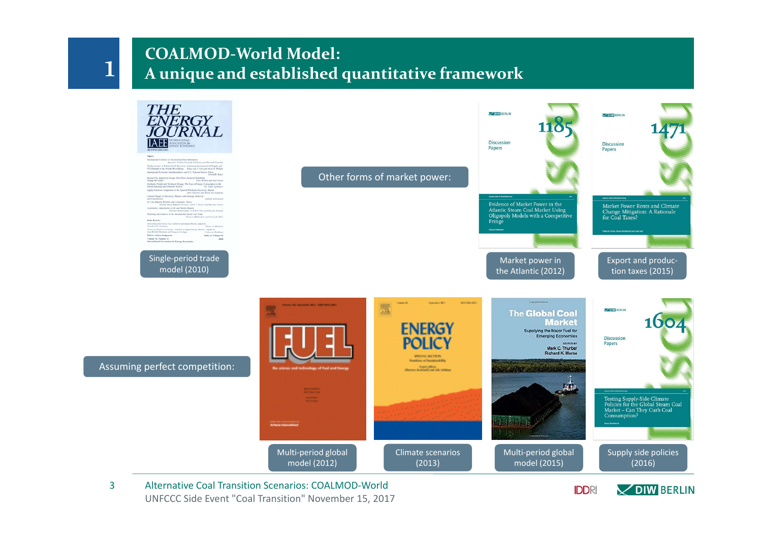# 1 COALMOD-World Model: A unique and established quantitative framework

Other forms of market power:

- Single-period trade model (2010)
- Market power in the Atlantic (2012)
- Export and production taxes (2015)

Assuming perfect competition:

- Multi-period global model (2012)
- Climate scenarios (2013)
- Multi-period global model (2015)
- Supply side policies (2016)

Alternative Coal Transition Scenarios: COALMOD-World
UNFCCC Side Event "Coal Transition" November 15, 2017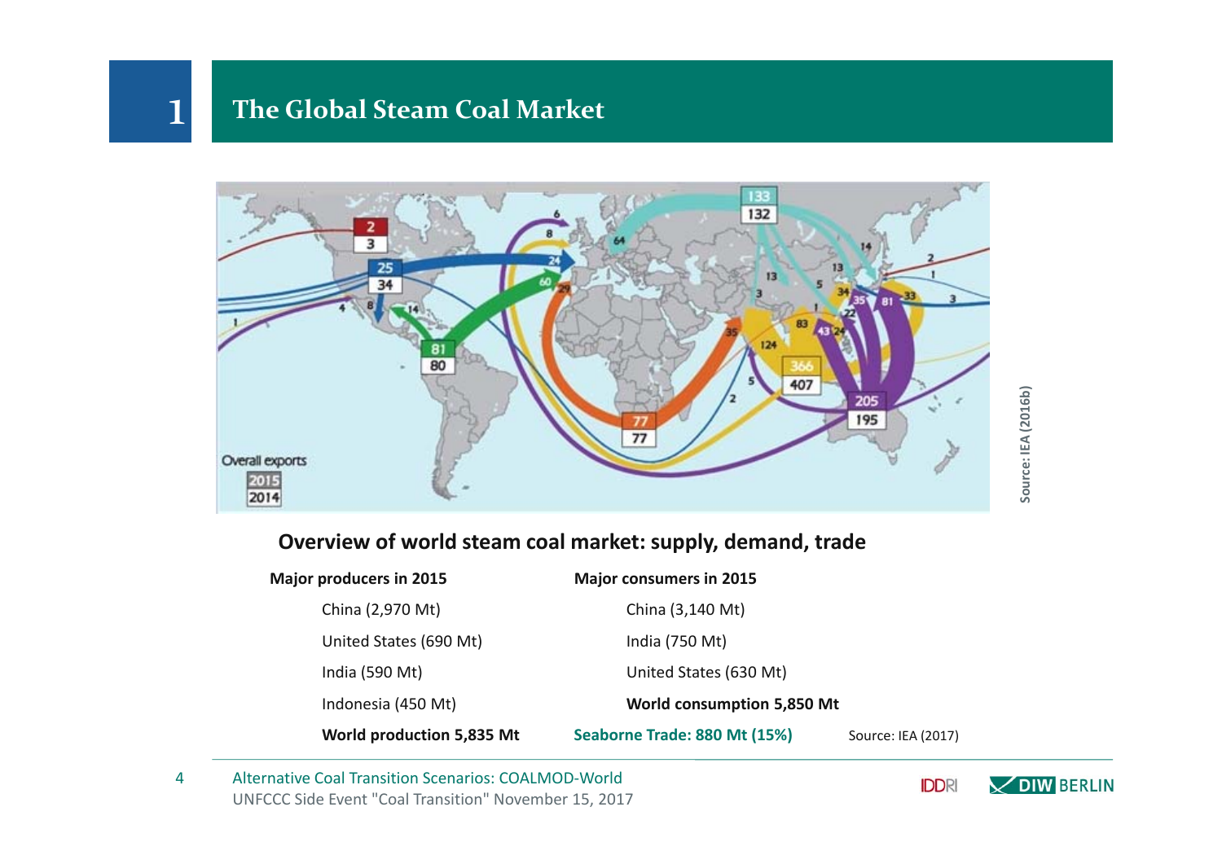# 1 The Global Steam Coal Market

Source: IEA (2016b)

**Overview of world steam coal market: supply, demand, trade**

| **Major producers in 2015** | **Major consumers in 2015** |
|---|---|
| China (2,970 Mt) | China (3,140 Mt) |
| United States (690 Mt) | India (750 Mt) |
| India (590 Mt) | United States (630 Mt) |
| Indonesia (450 Mt) | **World consumption 5,850 Mt** |
| **World production 5,835 Mt** | **Seaborne Trade: 880 Mt (15%)** |

Source: IEA (2017)

Alternative Coal Transition Scenarios: COALMOD-World
UNFCCC Side Event "Coal Transition" November 15, 2017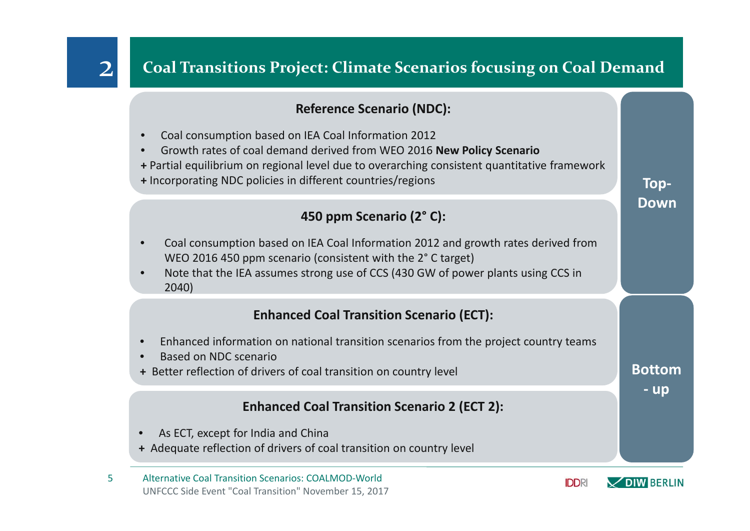# 2 Coal Transitions Project: Climate Scenarios focusing on Coal Demand

## Top-Down

### Reference Scenario (NDC):

- Coal consumption based on IEA Coal Information 2012
- Growth rates of coal demand derived from WEO 2016 **New Policy Scenario**

+ Partial equilibrium on regional level due to overarching consistent quantitative framework
+ Incorporating NDC policies in different countries/regions

### 450 ppm Scenario (2° C):

- Coal consumption based on IEA Coal Information 2012 and growth rates derived from WEO 2016 450 ppm scenario (consistent with the 2° C target)
- Note that the IEA assumes strong use of CCS (430 GW of power plants using CCS in 2040)

## Bottom - up

### Enhanced Coal Transition Scenario (ECT):

- Enhanced information on national transition scenarios from the project country teams
- Based on NDC scenario

+ Better reflection of drivers of coal transition on country level

### Enhanced Coal Transition Scenario 2 (ECT 2):

- As ECT, except for India and China

+ Adequate reflection of drivers of coal transition on country level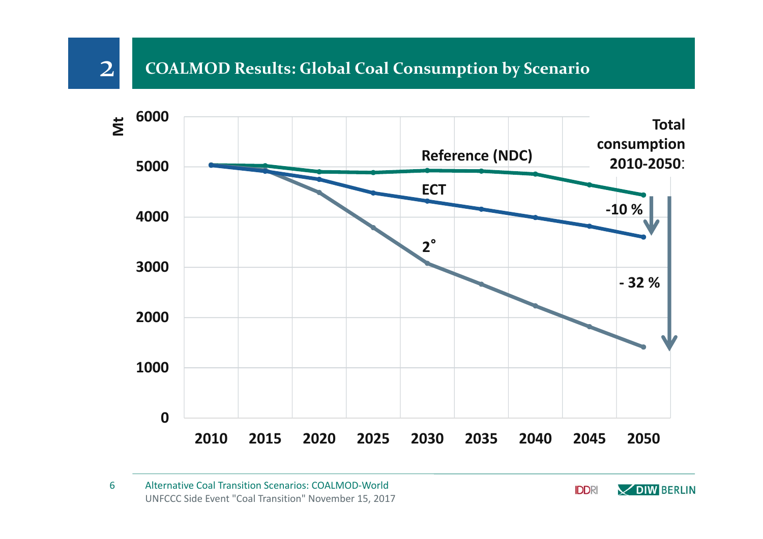## 2 COALMOD Results: Global Coal Consumption by Scenario

Mt

6000
5000
4000
3000
2000
1000
0

2010 2015 2020 2025 2030 2035 2040 2045 2050

Reference (NDC)

ECT

2°

**Total consumption 2010-2050:**

-10 %

- 32 %

Alternative Coal Transition Scenarios: COALMOD-World

UNFCCC Side Event "Coal Transition" November 15, 2017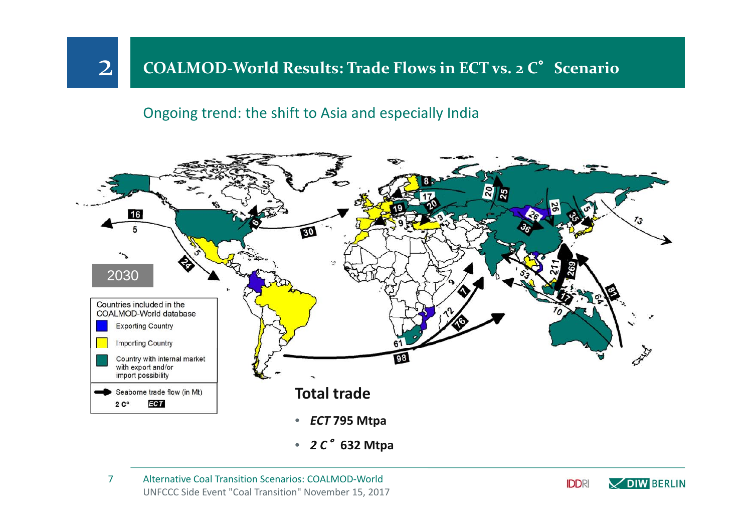# 2 COALMOD-World Results: Trade Flows in ECT vs. 2 C° Scenario

Ongoing trend: the shift to Asia and especially India

2030

Countries included in the COALMOD-World database

- Exporting Country
- Importing Country
- Country with internal market with export and/or import possibility

Seaborne trade flow (in Mt)

2 C° *ECT*

**Total trade**

- ***ECT*** **795 Mtpa**
- ***2 C°*** **632 Mtpa**

Alternative Coal Transition Scenarios: COALMOD-World
UNFCCC Side Event "Coal Transition" November 15, 2017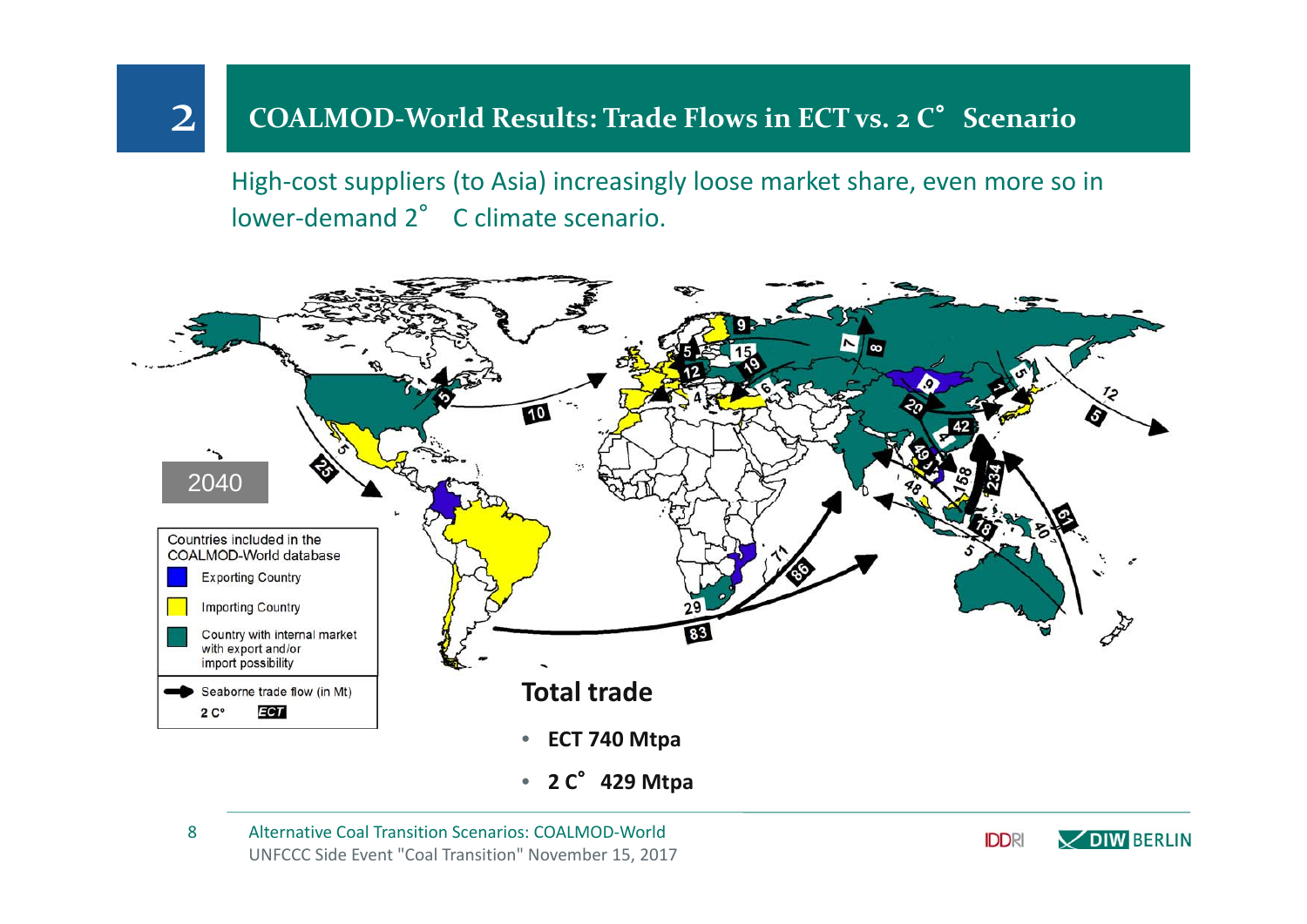## 2 COALMOD-World Results: Trade Flows in ECT vs. 2 C° Scenario

High-cost suppliers (to Asia) increasingly loose market share, even more so in lower-demand 2° C climate scenario.

2040

Countries included in the COALMOD-World database

- Exporting Country
- Importing Country
- Country with internal market with export and/or import possibility

Seaborne trade flow (in Mt)

2 C° ECT

**Total trade**

- **ECT 740 Mtpa**
- **2 C° 429 Mtpa**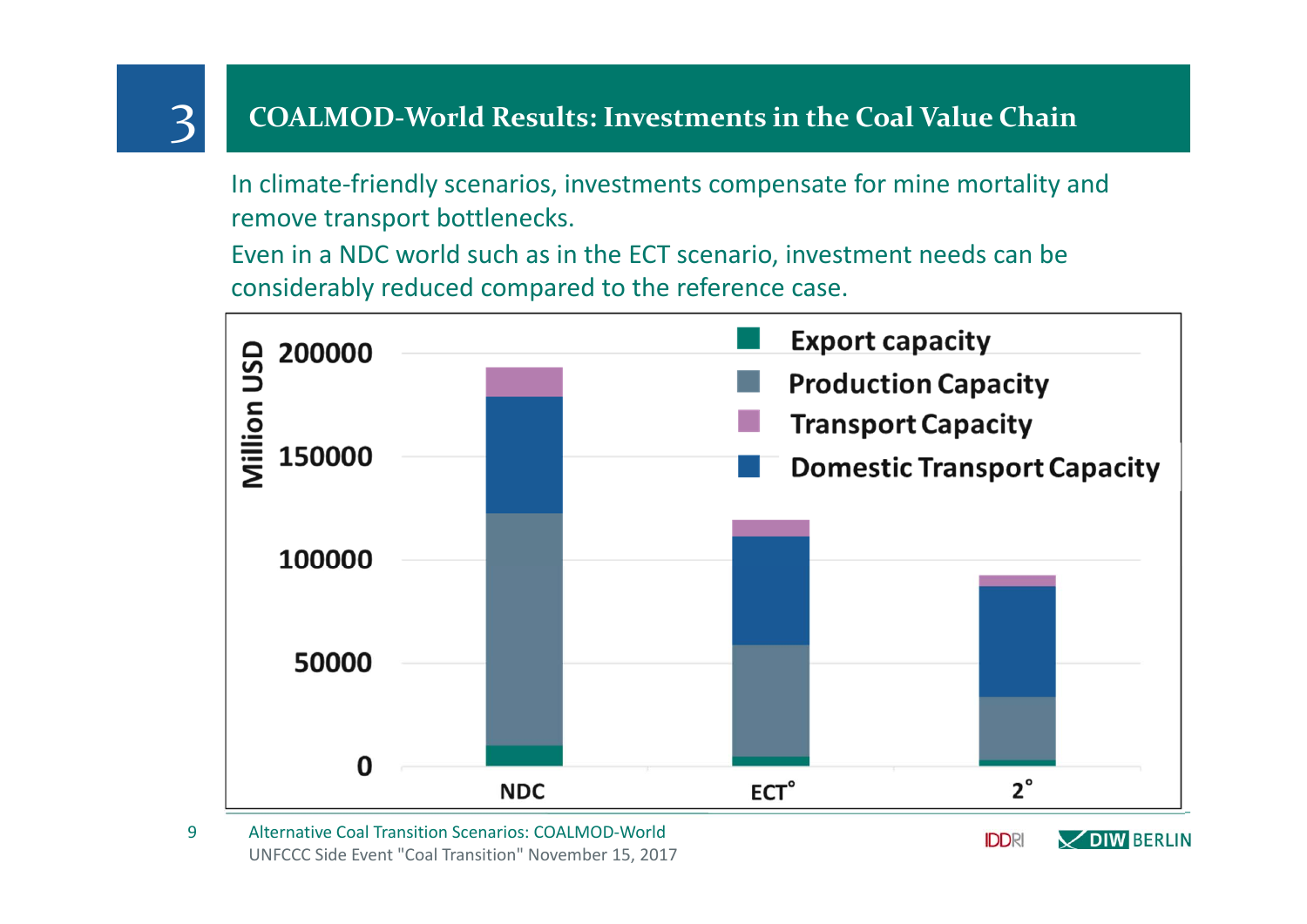# 3 COALMOD-World Results: Investments in the Coal Value Chain

In climate-friendly scenarios, investments compensate for mine mortality and remove transport bottlenecks.

Even in a NDC world such as in the ECT scenario, investment needs can be considerably reduced compared to the reference case.

Million USD

200000

150000

100000

50000

0

NDC ECT° 2°

Export capacity

Production Capacity

Transport Capacity

Domestic Transport Capacity

Alternative Coal Transition Scenarios: COALMOD-World
UNFCCC Side Event "Coal Transition" November 15, 2017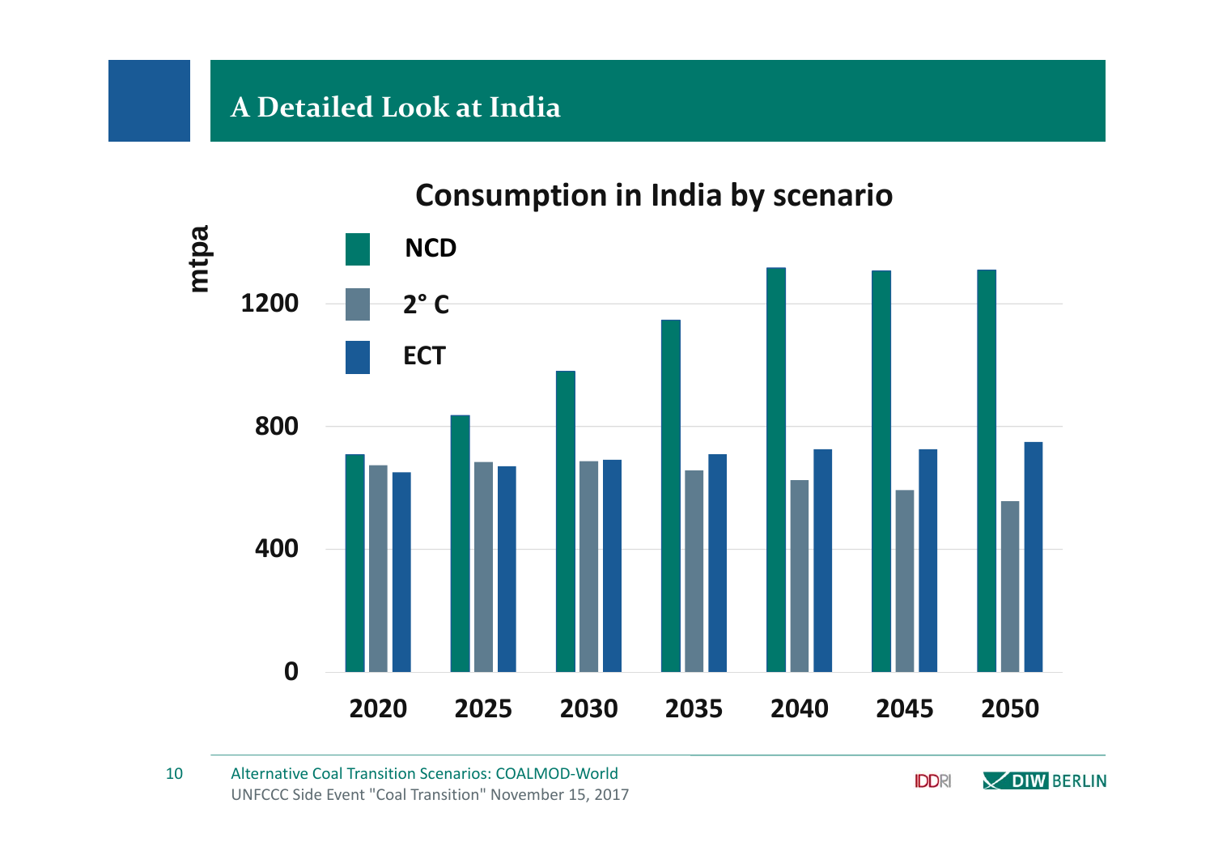# A Detailed Look at India

## Consumption in India by scenario

mtpa

- NCD
- 2° C
- ECT

1200

800

400

0

2020 2025 2030 2035 2040 2045 2050

Alternative Coal Transition Scenarios: COALMOD-World
UNFCCC Side Event "Coal Transition" November 15, 2017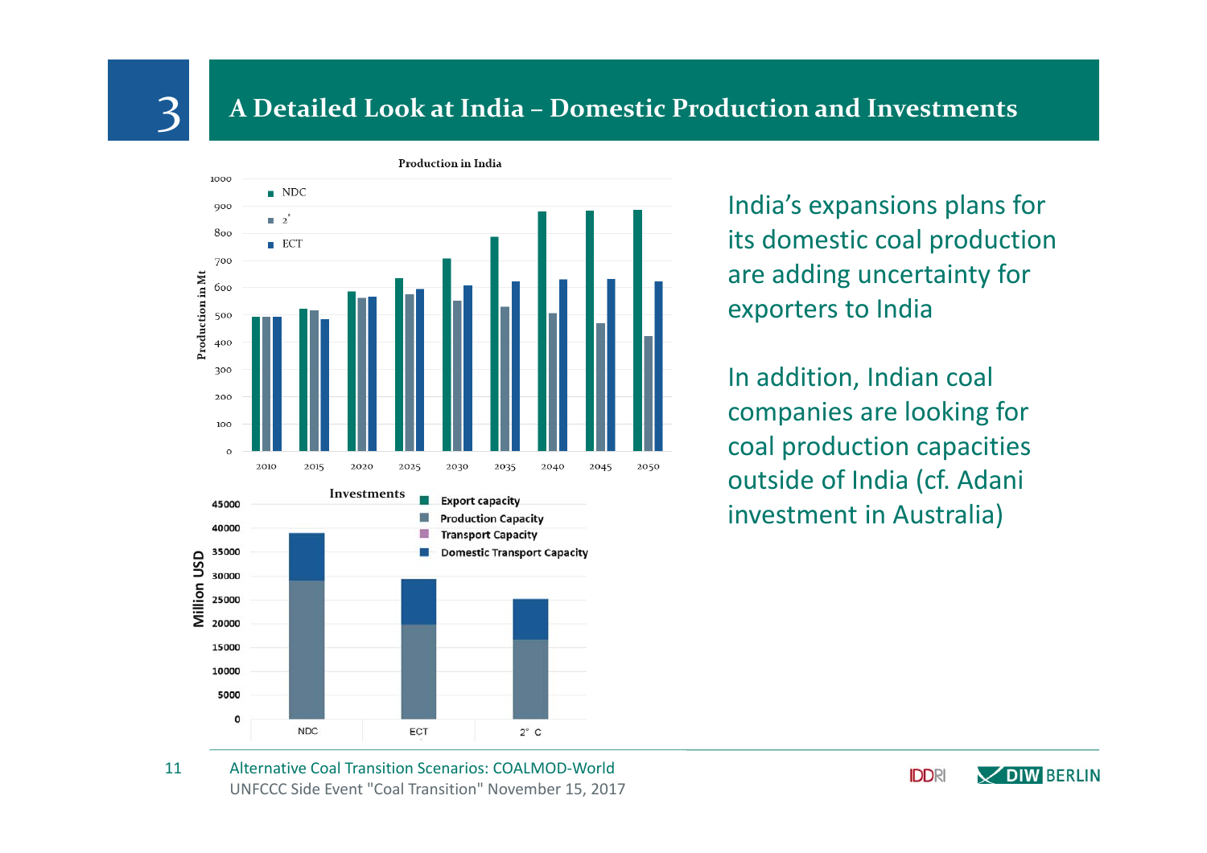# 3 A Detailed Look at India – Domestic Production and Investments

**Production in India**

Production in Mt

- NDC
- 2°
- ECT

**Investments**

Million USD

- Export capacity
- Production Capacity
- Transport Capacity
- Domestic Transport Capacity

India's expansions plans for its domestic coal production are adding uncertainty for exporters to India

In addition, Indian coal companies are looking for coal production capacities outside of India (cf. Adani investment in Australia)

Alternative Coal Transition Scenarios: COALMOD-World
UNFCCC Side Event "Coal Transition" November 15, 2017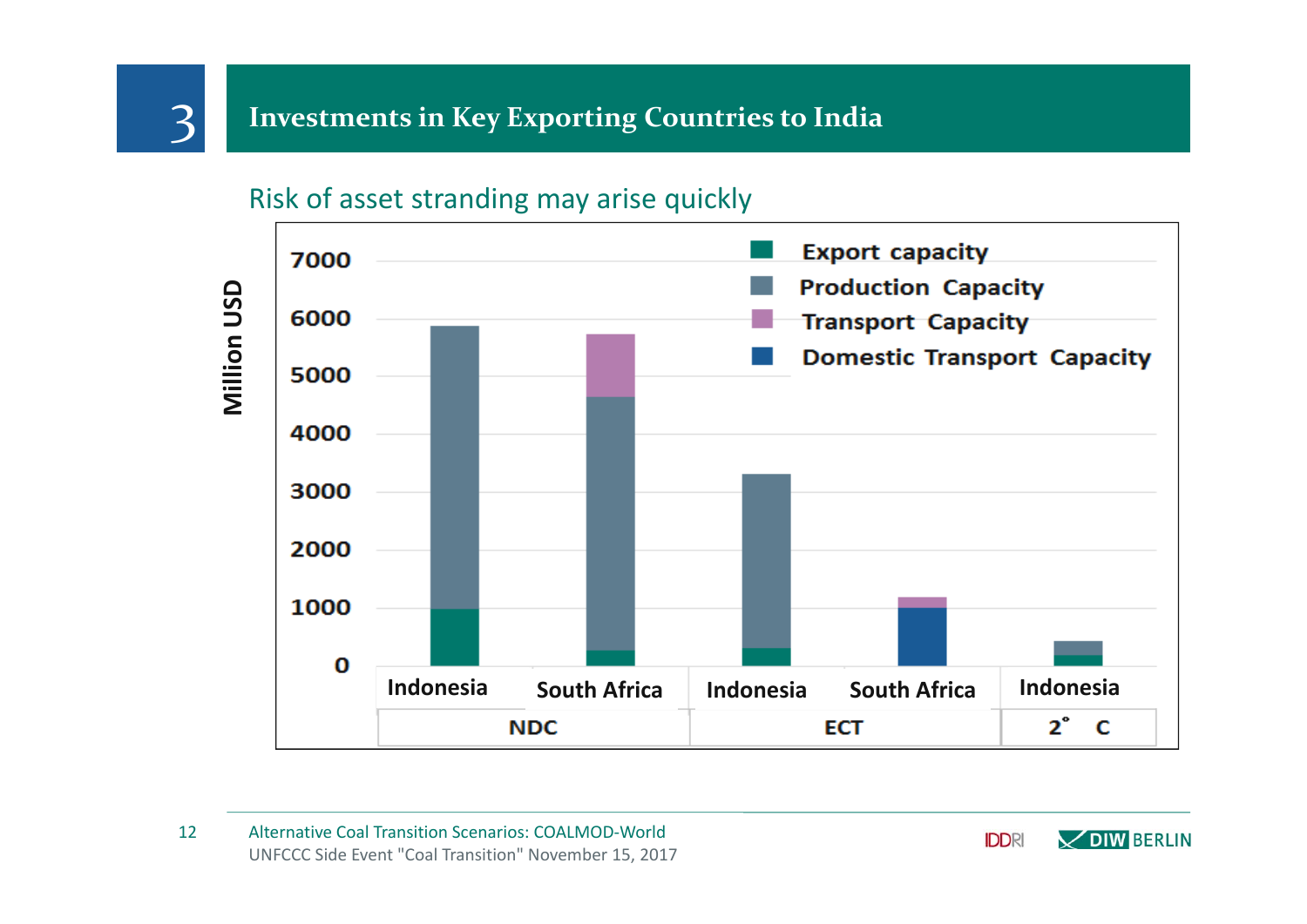# 3 Investments in Key Exporting Countries to India

## Risk of asset stranding may arise quickly

Million USD

| Scenario | Country | Export capacity | Production Capacity | Transport Capacity | Domestic Transport Capacity |
|---|---|---|---|---|---|
| NDC | Indonesia | ~1000 | ~4900 | | |
| NDC | South Africa | ~270 | ~4400 | ~1100 | |
| ECT | Indonesia | ~300 | ~3000 | | |
| ECT | South Africa | | | ~180 | ~1000 |
| 2° C | Indonesia | ~180 | ~240 | | |

Alternative Coal Transition Scenarios: COALMOD-World
UNFCCC Side Event "Coal Transition" November 15, 2017

IDDRI DIW BERLIN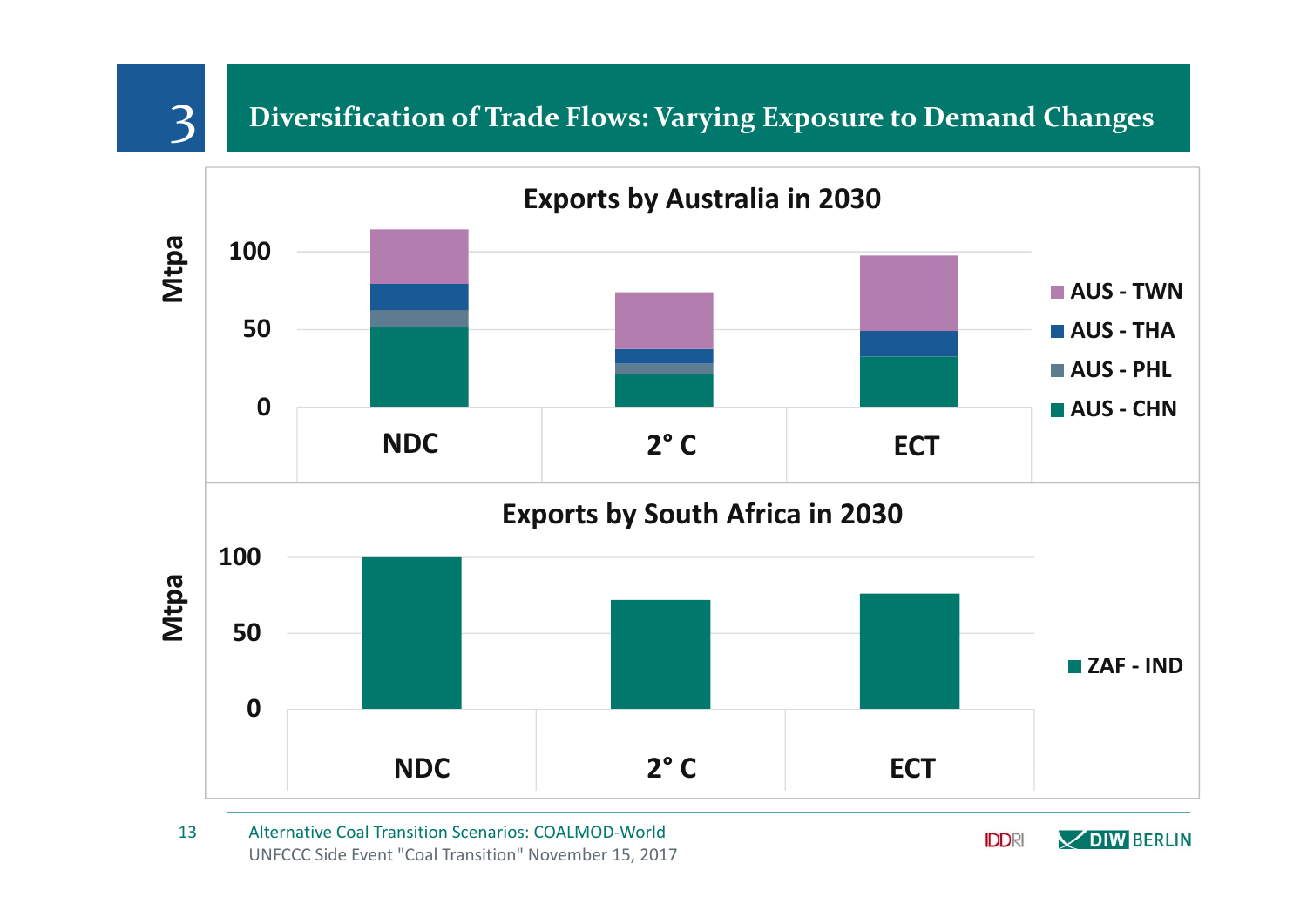# 3 Diversification of Trade Flows: Varying Exposure to Demand Changes

## Exports by Australia in 2030

Mtpa

100

50

0

NDC | 2° C | ECT

- AUS - TWN
- AUS - THA
- AUS - PHL
- AUS - CHN

## Exports by South Africa in 2030

Mtpa

100

50

0

NDC | 2° C | ECT

- ZAF - IND

Alternative Coal Transition Scenarios: COALMOD-World
UNFCCC Side Event "Coal Transition" November 15, 2017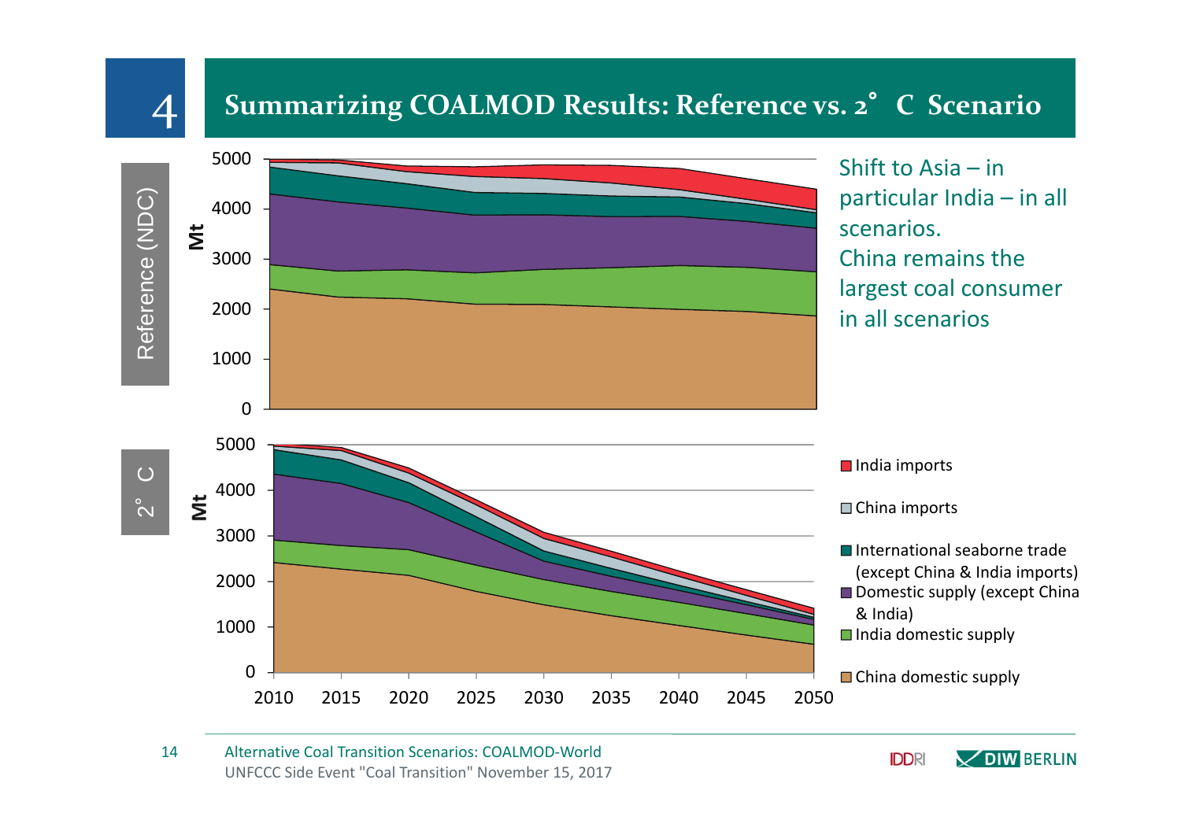# 4 Summarizing COALMOD Results: Reference vs. 2° C Scenario

**Reference (NDC)**

**2° C**

Mt

Shift to Asia – in particular India – in all scenarios.

China remains the largest coal consumer in all scenarios

- India imports
- China imports
- International seaborne trade (except China & India imports)
- Domestic supply (except China & India)
- India domestic supply
- China domestic supply

Alternative Coal Transition Scenarios: COALMOD-World

UNFCCC Side Event "Coal Transition" November 15, 2017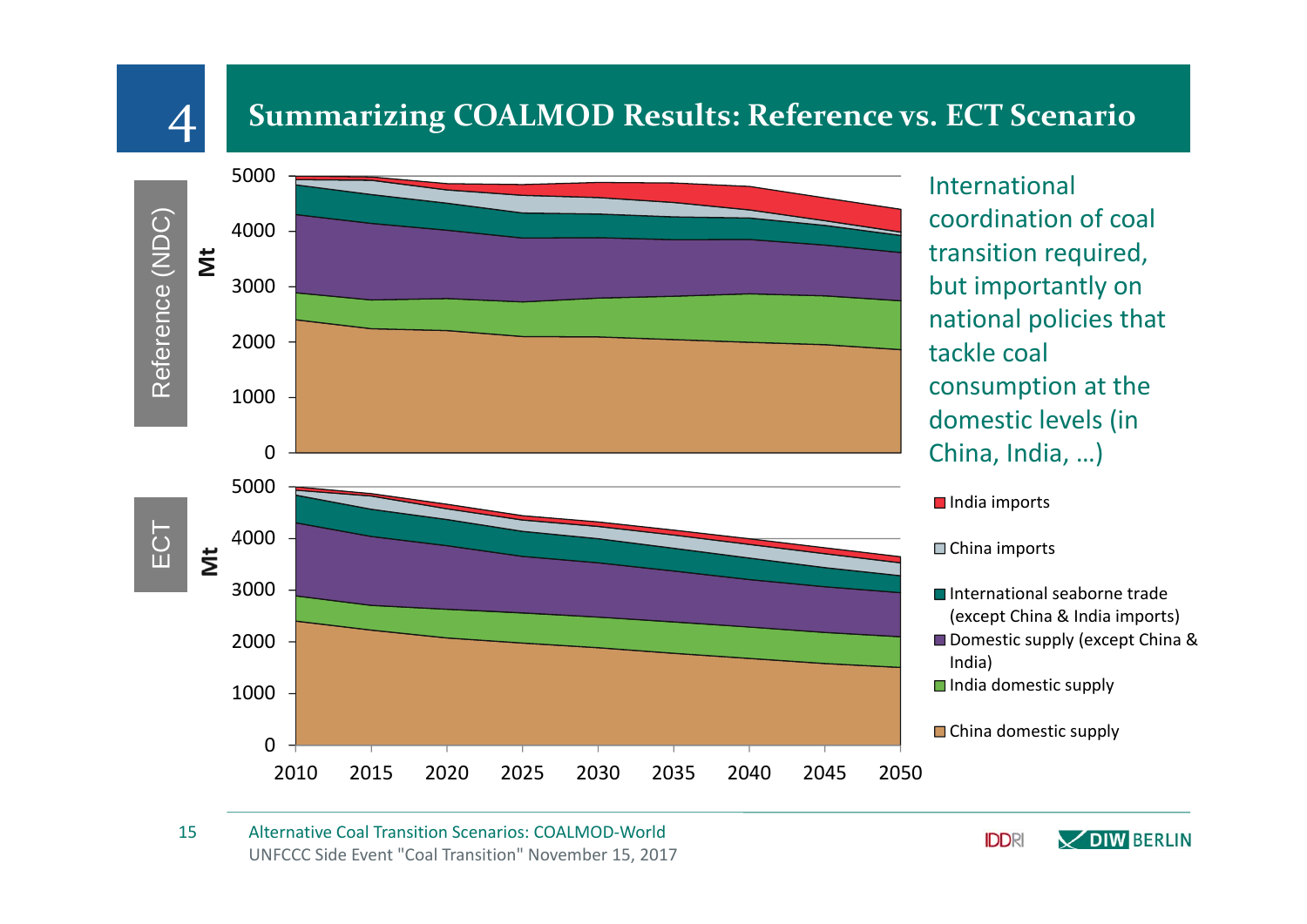# 4 Summarizing COALMOD Results: Reference vs. ECT Scenario

Reference (NDC)

ECT

Mt

International coordination of coal transition required, but importantly on national policies that tackle coal consumption at the domestic levels (in China, India, …)

- India imports
- China imports
- International seaborne trade (except China & India imports)
- Domestic supply (except China & India)
- India domestic supply
- China domestic supply

Alternative Coal Transition Scenarios: COALMOD-World

UNFCCC Side Event "Coal Transition" November 15, 2017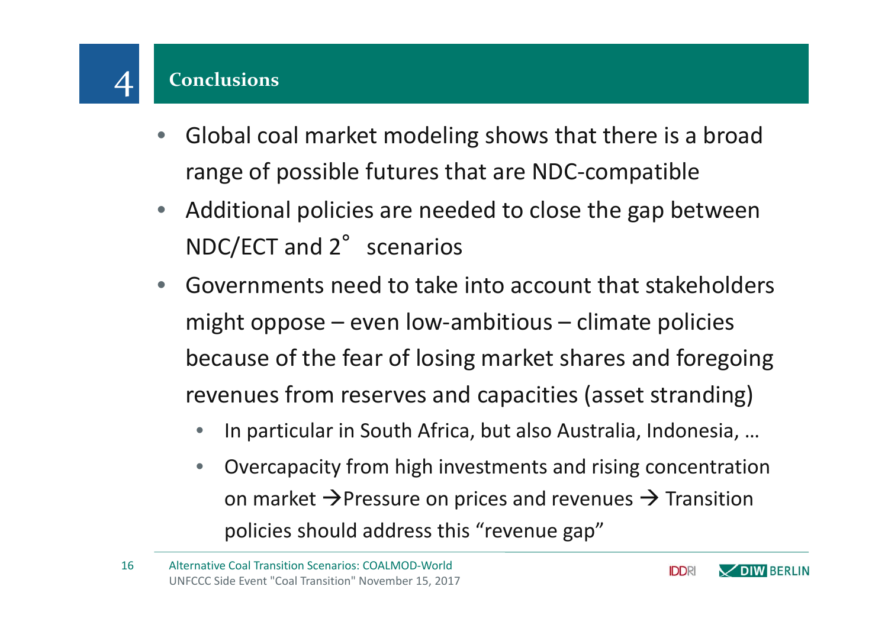# 4 Conclusions

- Global coal market modeling shows that there is a broad range of possible futures that are NDC-compatible
- Additional policies are needed to close the gap between NDC/ECT and 2° scenarios
- Governments need to take into account that stakeholders might oppose – even low-ambitious – climate policies because of the fear of losing market shares and foregoing revenues from reserves and capacities (asset stranding)
  - In particular in South Africa, but also Australia, Indonesia, …
  - Overcapacity from high investments and rising concentration on market →Pressure on prices and revenues → Transition policies should address this "revenue gap"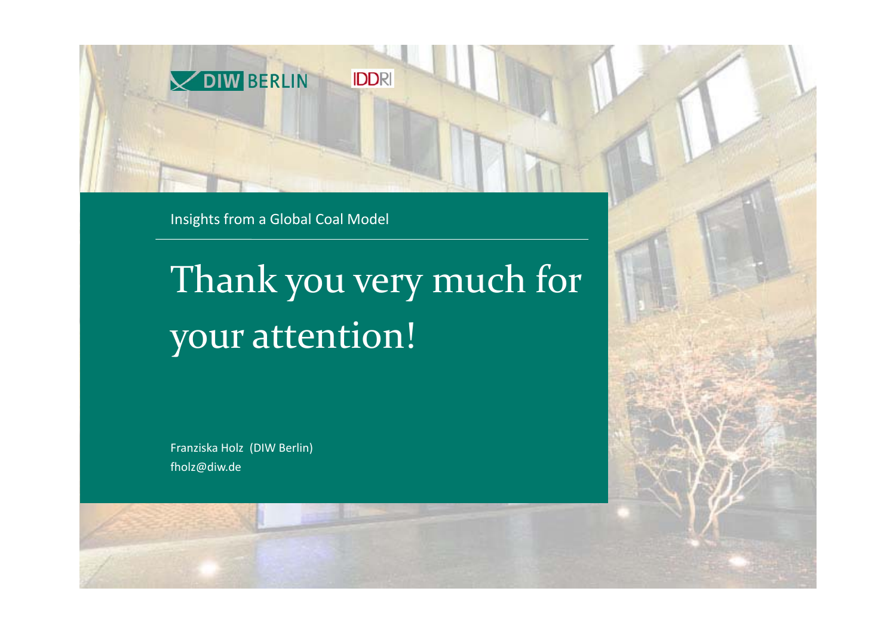DIW BERLIN IDDRI

Insights from a Global Coal Model

# Thank you very much for your attention!

Franziska Holz (DIW Berlin)
fholz@diw.de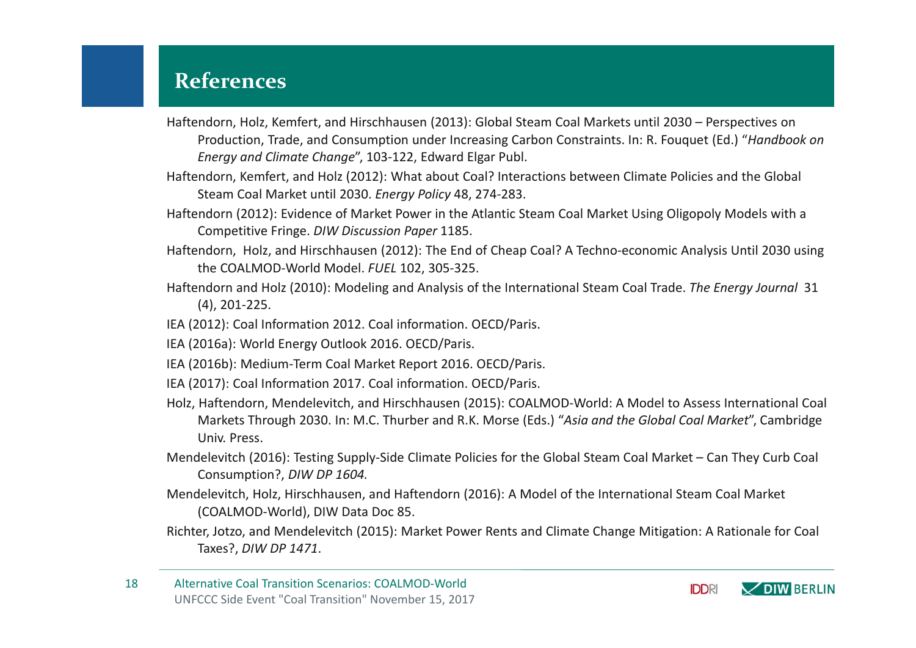# References

Haftendorn, Holz, Kemfert, and Hirschhausen (2013): Global Steam Coal Markets until 2030 – Perspectives on Production, Trade, and Consumption under Increasing Carbon Constraints. In: R. Fouquet (Ed.) "*Handbook on Energy and Climate Change*", 103-122, Edward Elgar Publ.

Haftendorn, Kemfert, and Holz (2012): What about Coal? Interactions between Climate Policies and the Global Steam Coal Market until 2030. *Energy Policy* 48, 274-283.

Haftendorn (2012): Evidence of Market Power in the Atlantic Steam Coal Market Using Oligopoly Models with a Competitive Fringe. *DIW Discussion Paper* 1185.

Haftendorn, Holz, and Hirschhausen (2012): The End of Cheap Coal? A Techno-economic Analysis Until 2030 using the COALMOD-World Model. *FUEL* 102, 305-325.

Haftendorn and Holz (2010): Modeling and Analysis of the International Steam Coal Trade. *The Energy Journal* 31 (4), 201-225.

IEA (2012): Coal Information 2012. Coal information. OECD/Paris.

IEA (2016a): World Energy Outlook 2016. OECD/Paris.

IEA (2016b): Medium-Term Coal Market Report 2016. OECD/Paris.

IEA (2017): Coal Information 2017. Coal information. OECD/Paris.

Holz, Haftendorn, Mendelevitch, and Hirschhausen (2015): COALMOD-World: A Model to Assess International Coal Markets Through 2030. In: M.C. Thurber and R.K. Morse (Eds.) "*Asia and the Global Coal Market*", Cambridge Univ. Press.

Mendelevitch (2016): Testing Supply-Side Climate Policies for the Global Steam Coal Market – Can They Curb Coal Consumption?, *DIW DP 1604.*

Mendelevitch, Holz, Hirschhausen, and Haftendorn (2016): A Model of the International Steam Coal Market (COALMOD-World), DIW Data Doc 85.

Richter, Jotzo, and Mendelevitch (2015): Market Power Rents and Climate Change Mitigation: A Rationale for Coal Taxes?, *DIW DP 1471*.